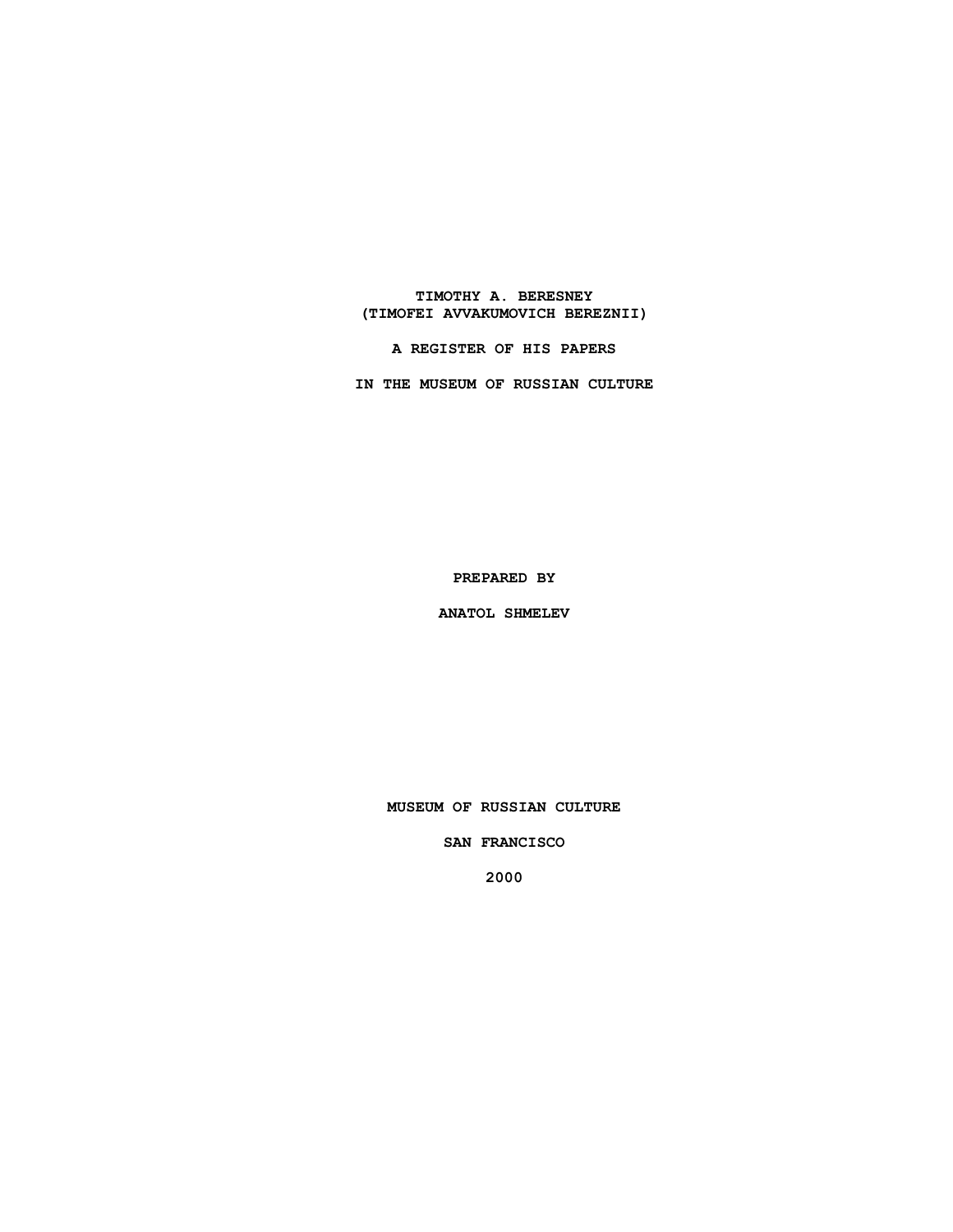# TIMOTHY A. BERESNEY
# (TIMOFEI AVVAKUMOVICH BEREZNII)

## A REGISTER OF HIS PAPERS

## IN THE MUSEUM OF RUSSIAN CULTURE

PREPARED BY

ANATOL SHMELEV

MUSEUM OF RUSSIAN CULTURE

SAN FRANCISCO

2000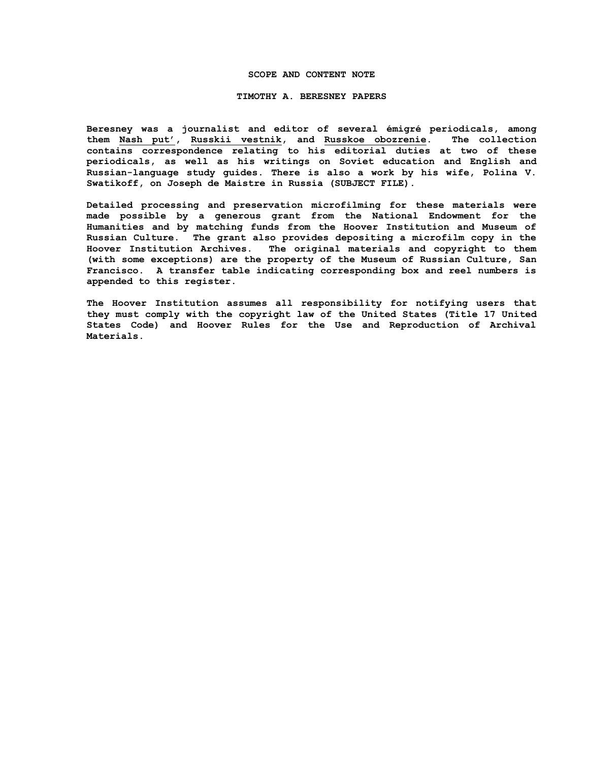## SCOPE AND CONTENT NOTE

### TIMOTHY A. BERESNEY PAPERS

Beresney was a journalist and editor of several émigré periodicals, among them Nash put', Russkii vestnik, and Russkoe obozrenie. The collection contains correspondence relating to his editorial duties at two of these periodicals, as well as his writings on Soviet education and English and Russian-language study guides. There is also a work by his wife, Polina V. Swatikoff, on Joseph de Maistre in Russia (SUBJECT FILE).

Detailed processing and preservation microfilming for these materials were made possible by a generous grant from the National Endowment for the Humanities and by matching funds from the Hoover Institution and Museum of Russian Culture. The grant also provides depositing a microfilm copy in the Hoover Institution Archives. The original materials and copyright to them (with some exceptions) are the property of the Museum of Russian Culture, San Francisco. A transfer table indicating corresponding box and reel numbers is appended to this register.

The Hoover Institution assumes all responsibility for notifying users that they must comply with the copyright law of the United States (Title 17 United States Code) and Hoover Rules for the Use and Reproduction of Archival Materials.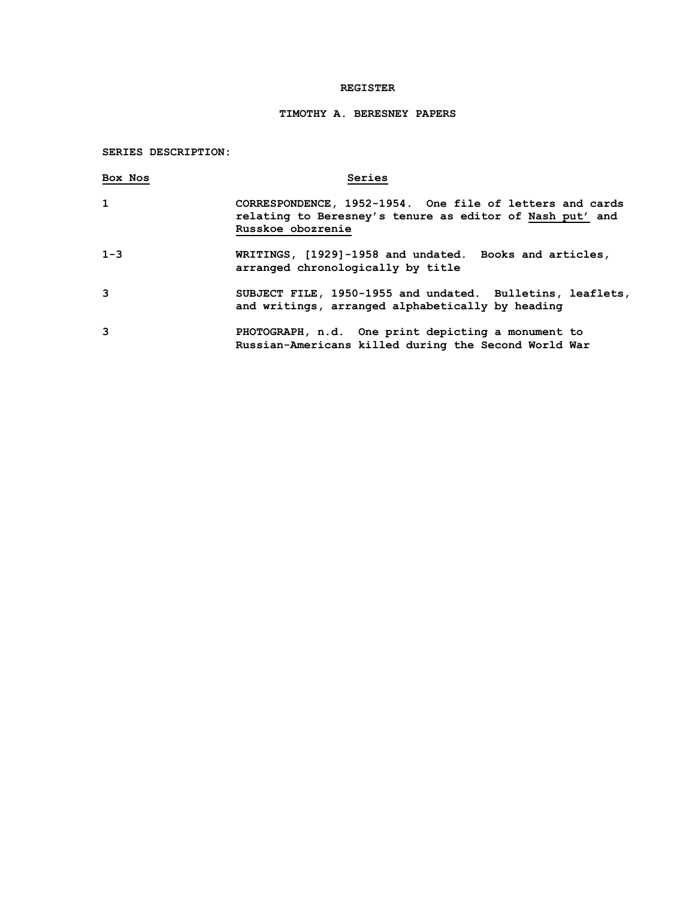# REGISTER

## TIMOTHY A. BERESNEY PAPERS

**SERIES DESCRIPTION:**

| Box Nos | Series |
| --- | --- |
| 1 | CORRESPONDENCE, 1952-1954. One file of letters and cards relating to Beresney's tenure as editor of Nash put' and Russkoe obozrenie |
| 1-3 | WRITINGS, [1929]-1958 and undated. Books and articles, arranged chronologically by title |
| 3 | SUBJECT FILE, 1950-1955 and undated. Bulletins, leaflets, and writings, arranged alphabetically by heading |
| 3 | PHOTOGRAPH, n.d. One print depicting a monument to Russian-Americans killed during the Second World War |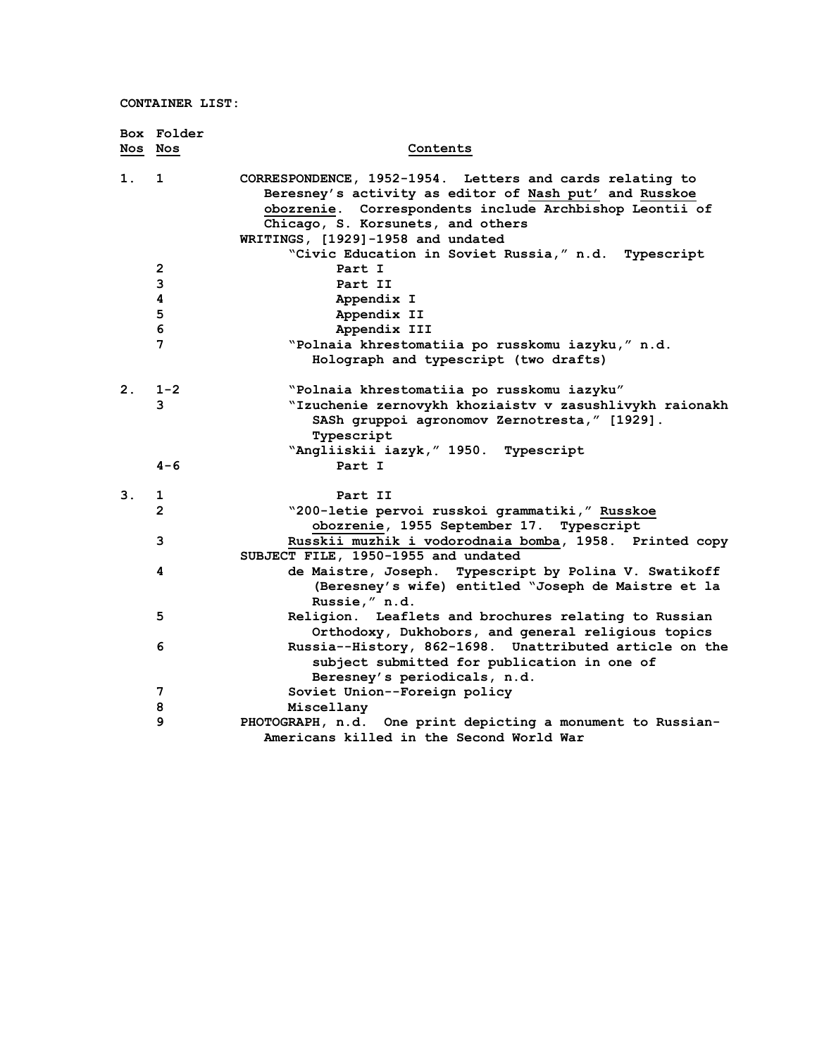CONTAINER LIST:

| Box Nos | Folder Nos | Contents |
|---|---|---|
| 1. | 1 | CORRESPONDENCE, 1952-1954. Letters and cards relating to Beresney's activity as editor of <u>Nash put'</u> and <u>Russkoe obozrenie</u>. Correspondents include Archbishop Leontii of Chicago, S. Korsunets, and others |
| | | WRITINGS, [1929]-1958 and undated |
| | | "Civic Education in Soviet Russia," n.d. Typescript |
| | 2 | Part I |
| | 3 | Part II |
| | 4 | Appendix I |
| | 5 | Appendix II |
| | 6 | Appendix III |
| | 7 | "Polnaia khrestomatiia po russkomu iazyku," n.d. Holograph and typescript (two drafts) |
| 2. | 1-2 | "Polnaia khrestomatiia po russkomu iazyku" |
| | 3 | "Izuchenie zernovykh khoziaistv v zasushlivykh raionakh SASh gruppoi agronomov Zernotresta," [1929]. Typescript |
| | | "Angliiskii iazyk," 1950. Typescript |
| | 4-6 | Part I |
| 3. | 1 | Part II |
| | 2 | "200-letie pervoi russkoi grammatiki," <u>Russkoe obozrenie</u>, 1955 September 17. Typescript |
| | 3 | <u>Russkii muzhik i vodorodnaia bomba</u>, 1958. Printed copy |
| | | SUBJECT FILE, 1950-1955 and undated |
| | 4 | de Maistre, Joseph. Typescript by Polina V. Swatikoff (Beresney's wife) entitled "Joseph de Maistre et la Russie," n.d. |
| | 5 | Religion. Leaflets and brochures relating to Russian Orthodoxy, Dukhobors, and general religious topics |
| | 6 | Russia--History, 862-1698. Unattributed article on the subject submitted for publication in one of Beresney's periodicals, n.d. |
| | 7 | Soviet Union--Foreign policy |
| | 8 | Miscellany |
| | 9 | PHOTOGRAPH, n.d. One print depicting a monument to Russian-Americans killed in the Second World War |